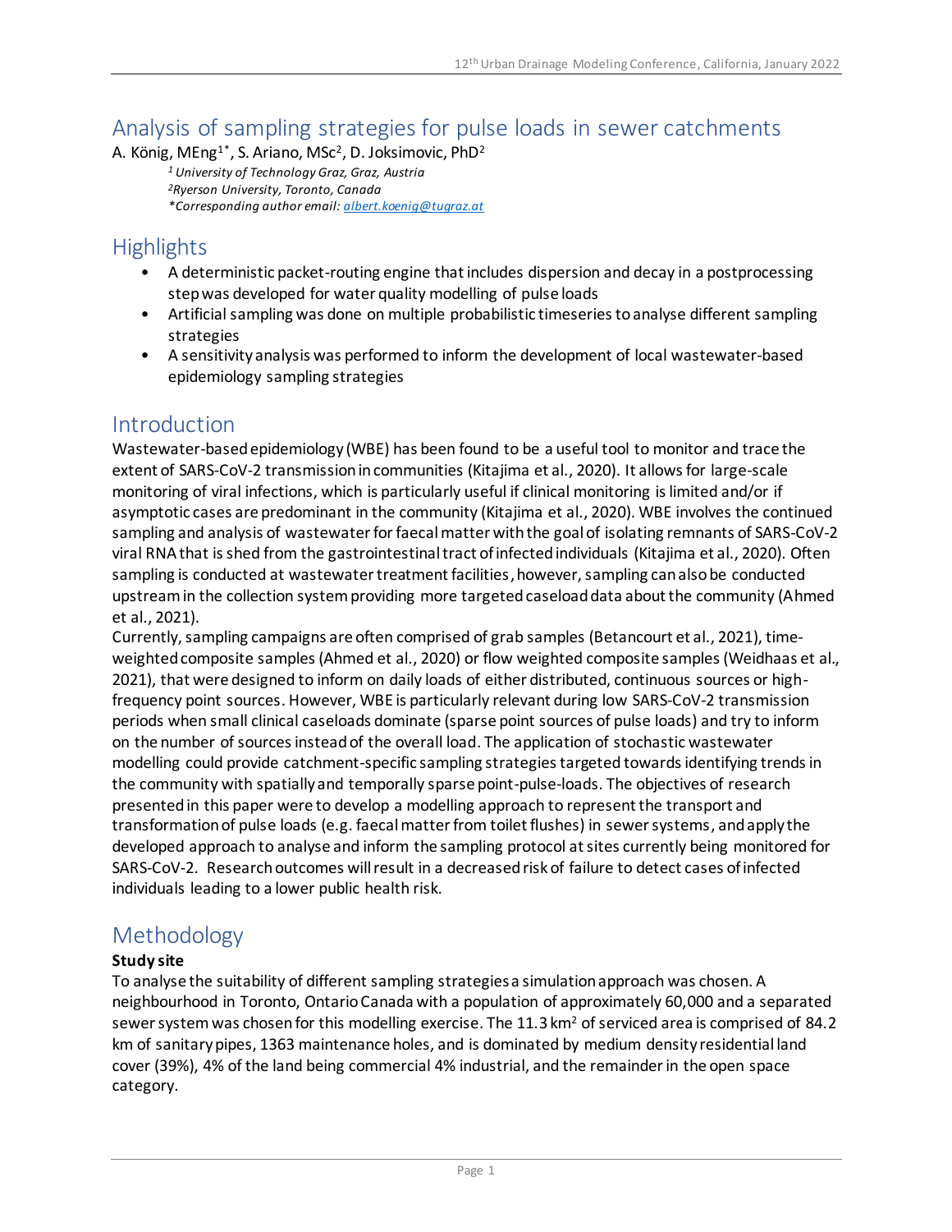# Analysis of sampling strategies for pulse loads in sewer catchments

A. König, MEng[1*], S. Ariano, MSc[2], D. Joksimovic, PhD[2]

*[1] University of Technology Graz, Graz, Austria*
*[2]Ryerson University, Toronto, Canada*
*\*Corresponding author email: albert.koenig@tugraz.at*

## Highlights

- A deterministic packet-routing engine that includes dispersion and decay in a postprocessing step was developed for water quality modelling of pulse loads
- Artificial sampling was done on multiple probabilistic timeseries to analyse different sampling strategies
- A sensitivity analysis was performed to inform the development of local wastewater-based epidemiology sampling strategies

## Introduction

Wastewater-based epidemiology (WBE) has been found to be a useful tool to monitor and trace the extent of SARS-CoV-2 transmission in communities (Kitajima et al., 2020). It allows for large-scale monitoring of viral infections, which is particularly useful if clinical monitoring is limited and/or if asymptotic cases are predominant in the community (Kitajima et al., 2020). WBE involves the continued sampling and analysis of wastewater for faecal matter with the goal of isolating remnants of SARS-CoV-2 viral RNA that is shed from the gastrointestinal tract of infected individuals (Kitajima et al., 2020). Often sampling is conducted at wastewater treatment facilities, however, sampling can also be conducted upstream in the collection system providing more targeted caseload data about the community (Ahmed et al., 2021).

Currently, sampling campaigns are often comprised of grab samples (Betancourt et al., 2021), time-weighted composite samples (Ahmed et al., 2020) or flow weighted composite samples (Weidhaas et al., 2021), that were designed to inform on daily loads of either distributed, continuous sources or high-frequency point sources. However, WBE is particularly relevant during low SARS-CoV-2 transmission periods when small clinical caseloads dominate (sparse point sources of pulse loads) and try to inform on the number of sources instead of the overall load. The application of stochastic wastewater modelling could provide catchment-specific sampling strategies targeted towards identifying trends in the community with spatially and temporally sparse point-pulse-loads. The objectives of research presented in this paper were to develop a modelling approach to represent the transport and transformation of pulse loads (e.g. faecal matter from toilet flushes) in sewer systems, and apply the developed approach to analyse and inform the sampling protocol at sites currently being monitored for SARS-CoV-2. Research outcomes will result in a decreased risk of failure to detect cases of infected individuals leading to a lower public health risk.

## Methodology

**Study site**

To analyse the suitability of different sampling strategies a simulation approach was chosen. A neighbourhood in Toronto, Ontario Canada with a population of approximately 60,000 and a separated sewer system was chosen for this modelling exercise. The 11.3 km$^2$ of serviced area is comprised of 84.2 km of sanitary pipes, 1363 maintenance holes, and is dominated by medium density residential land cover (39%), 4% of the land being commercial 4% industrial, and the remainder in the open space category.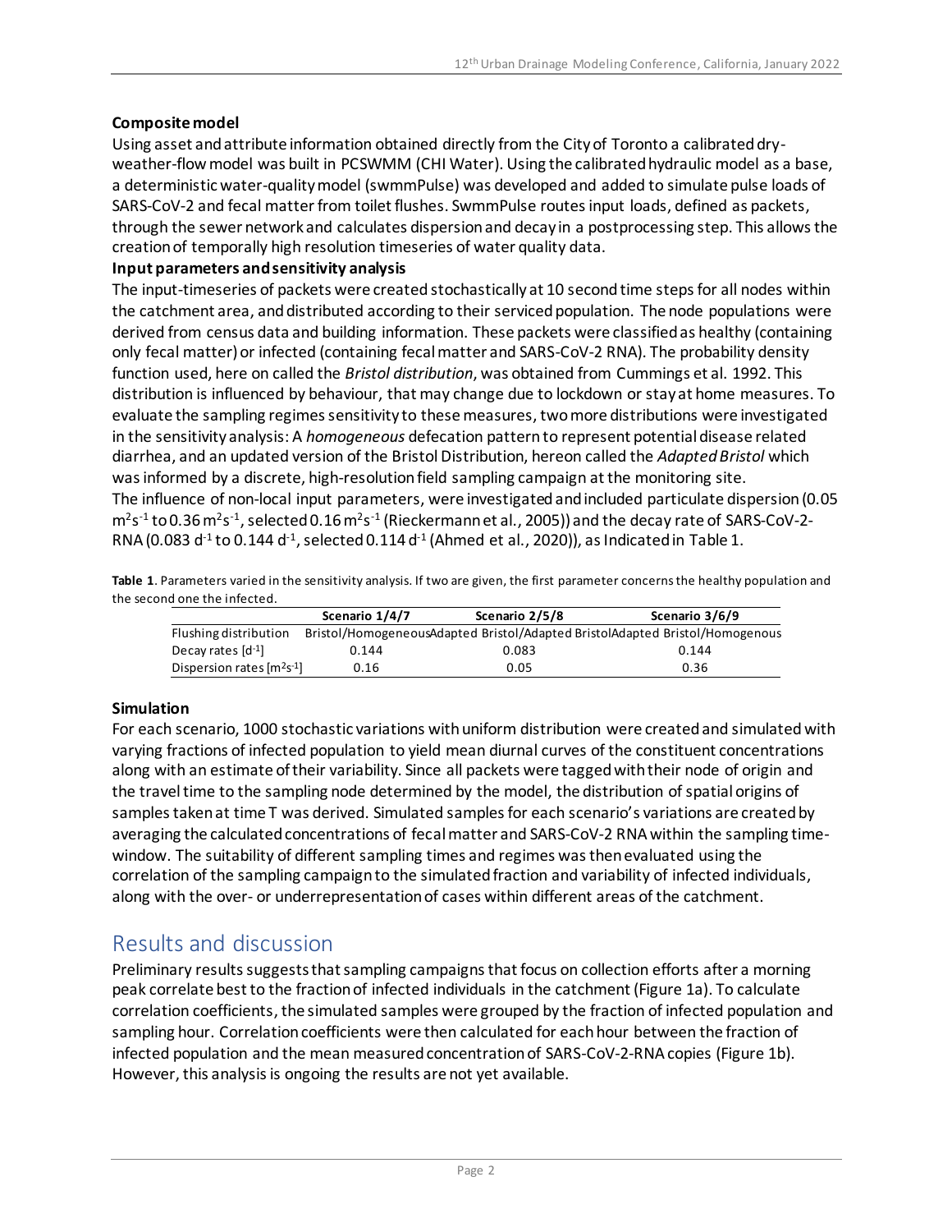**Composite model**

Using asset and attribute information obtained directly from the City of Toronto a calibrated dry-weather-flow model was built in PCSWMM (CHI Water). Using the calibrated hydraulic model as a base, a deterministic water-quality model (swmmPulse) was developed and added to simulate pulse loads of SARS-CoV-2 and fecal matter from toilet flushes. SwmmPulse routes input loads, defined as packets, through the sewer network and calculates dispersion and decay in a postprocessing step. This allows the creation of temporally high resolution timeseries of water quality data.

**Input parameters and sensitivity analysis**

The input-timeseries of packets were created stochastically at 10 second time steps for all nodes within the catchment area, and distributed according to their serviced population. The node populations were derived from census data and building information. These packets were classified as healthy (containing only fecal matter) or infected (containing fecal matter and SARS-CoV-2 RNA). The probability density function used, here on called the *Bristol distribution*, was obtained from Cummings et al. 1992. This distribution is influenced by behaviour, that may change due to lockdown or stay at home measures. To evaluate the sampling regimes sensitivity to these measures, two more distributions were investigated in the sensitivity analysis: A *homogeneous* defecation pattern to represent potential disease related diarrhea, and an updated version of the Bristol Distribution, hereon called the *Adapted Bristol* which was informed by a discrete, high-resolution field sampling campaign at the monitoring site.

The influence of non-local input parameters, were investigated and included particulate dispersion (0.05 $m^2s^{-1}$ to 0.36 $m^2s^{-1}$, selected 0.16 $m^2s^{-1}$ (Rieckermann et al., 2005)) and the decay rate of SARS-CoV-2-RNA (0.083 $d^{-1}$ to 0.144 $d^{-1}$, selected 0.114 $d^{-1}$ (Ahmed et al., 2020)), as Indicated in Table 1.

**Table 1**. Parameters varied in the sensitivity analysis. If two are given, the first parameter concerns the healthy population and the second one the infected.

| | Scenario 1/4/7 | Scenario 2/5/8 | Scenario 3/6/9 |
|---|---|---|---|
| Flushing distribution | Bristol/Homogeneous | Adapted Bristol/Adapted Bristol | Adapted Bristol/Homogenous |
| Decay rates [$d^{-1}$] | 0.144 | 0.083 | 0.144 |
| Dispersion rates [$m^2s^{-1}$] | 0.16 | 0.05 | 0.36 |

**Simulation**

For each scenario, 1000 stochastic variations with uniform distribution were created and simulated with varying fractions of infected population to yield mean diurnal curves of the constituent concentrations along with an estimate of their variability. Since all packets were tagged with their node of origin and the travel time to the sampling node determined by the model, the distribution of spatial origins of samples taken at time T was derived. Simulated samples for each scenario's variations are created by averaging the calculated concentrations of fecal matter and SARS-CoV-2 RNA within the sampling time-window. The suitability of different sampling times and regimes was then evaluated using the correlation of the sampling campaign to the simulated fraction and variability of infected individuals, along with the over- or underrepresentation of cases within different areas of the catchment.

## Results and discussion

Preliminary results suggests that sampling campaigns that focus on collection efforts after a morning peak correlate best to the fraction of infected individuals in the catchment (Figure 1a). To calculate correlation coefficients, the simulated samples were grouped by the fraction of infected population and sampling hour. Correlation coefficients were then calculated for each hour between the fraction of infected population and the mean measured concentration of SARS-CoV-2-RNA copies (Figure 1b). However, this analysis is ongoing the results are not yet available.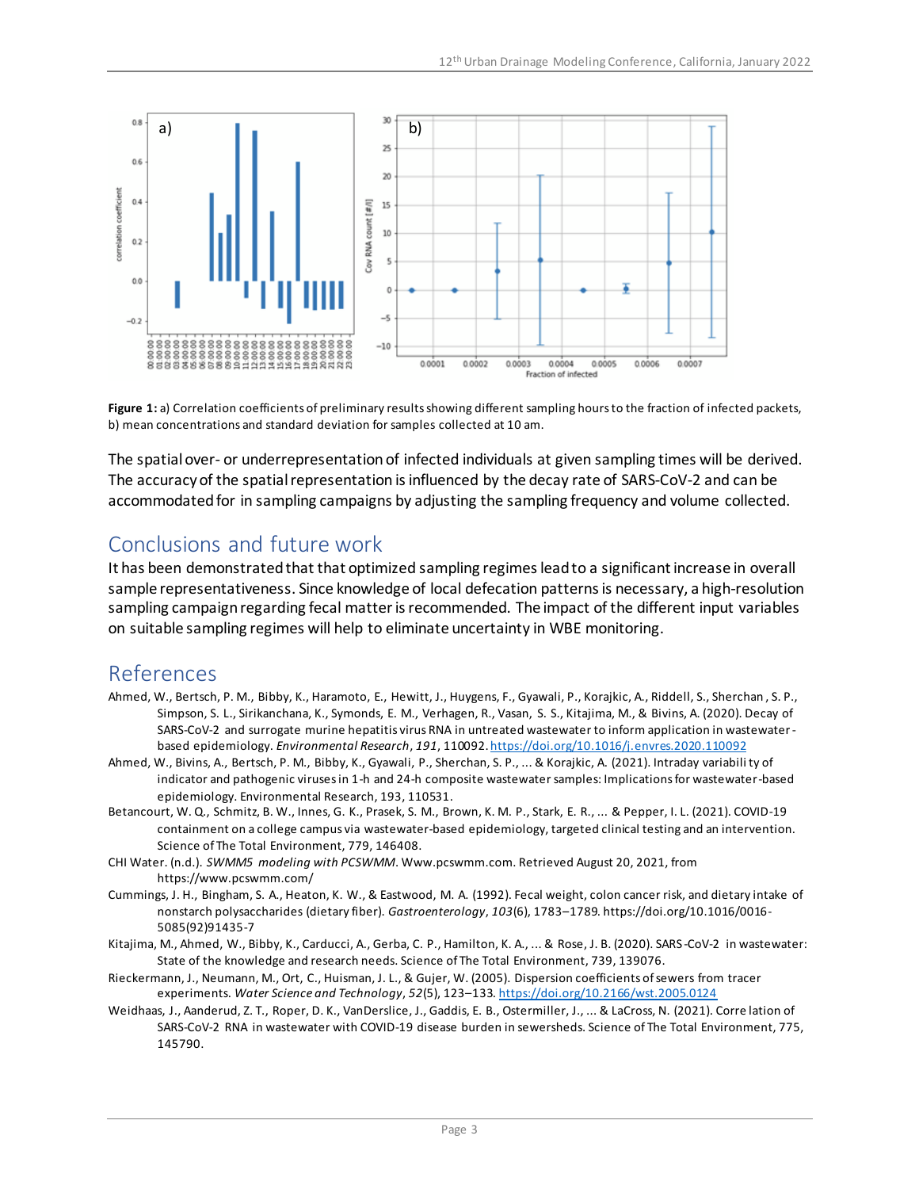a)

correlation coefficient

0.8
0.6
0.4
0.2
0.0
−0.2

00:00:00
01:00:00
02:00:00
03:00:00
04:00:00
05:00:00
06:00:00
07:00:00
08:00:00
09:00:00
10:00:00
11:00:00
12:00:00
13:00:00
14:00:00
15:00:00
16:00:00
17:00:00
18:00:00
19:00:00
20:00:00
21:00:00
22:00:00
23:00:00

b)

Cov RNA count [#/l]

30
25
20
15
10
5
0
−5
−10

0.0001
0.0002
0.0003
0.0004
0.0005
0.0006
0.0007

Fraction of infected

**Figure 1:** a) Correlation coefficients of preliminary results showing different sampling hours to the fraction of infected packets, b) mean concentrations and standard deviation for samples collected at 10 am.

The spatial over- or underrepresentation of infected individuals at given sampling times will be derived. The accuracy of the spatial representation is influenced by the decay rate of SARS-CoV-2 and can be accommodated for in sampling campaigns by adjusting the sampling frequency and volume collected.

## Conclusions and future work

It has been demonstrated that that optimized sampling regimes lead to a significant increase in overall sample representativeness. Since knowledge of local defecation patterns is necessary, a high-resolution sampling campaign regarding fecal matter is recommended. The impact of the different input variables on suitable sampling regimes will help to eliminate uncertainty in WBE monitoring.

## References

Ahmed, W., Bertsch, P. M., Bibby, K., Haramoto, E., Hewitt, J., Huygens, F., Gyawali, P., Korajkic, A., Riddell, S., Sherchan, S. P., Simpson, S. L., Sirikanchana, K., Symonds, E. M., Verhagen, R., Vasan, S. S., Kitajima, M., & Bivins, A. (2020). Decay of SARS-CoV-2 and surrogate murine hepatitis virus RNA in untreated wastewater to inform application in wastewater-based epidemiology. *Environmental Research*, *191*, 110092. https://doi.org/10.1016/j.envres.2020.110092

Ahmed, W., Bivins, A., Bertsch, P. M., Bibby, K., Gyawali, P., Sherchan, S. P., ... & Korajkic, A. (2021). Intraday variability of indicator and pathogenic viruses in 1-h and 24-h composite wastewater samples: Implications for wastewater-based epidemiology. Environmental Research, 193, 110531.

Betancourt, W. Q., Schmitz, B. W., Innes, G. K., Prasek, S. M., Brown, K. M. P., Stark, E. R., ... & Pepper, I. L. (2021). COVID-19 containment on a college campus via wastewater-based epidemiology, targeted clinical testing and an intervention. Science of The Total Environment, 779, 146408.

CHI Water. (n.d.). *SWMM5 modeling with PCSWMM*. Www.pcswmm.com. Retrieved August 20, 2021, from https://www.pcswmm.com/

Cummings, J. H., Bingham, S. A., Heaton, K. W., & Eastwood, M. A. (1992). Fecal weight, colon cancer risk, and dietary intake of nonstarch polysaccharides (dietary fiber). *Gastroenterology*, *103*(6), 1783–1789. https://doi.org/10.1016/0016-5085(92)91435-7

Kitajima, M., Ahmed, W., Bibby, K., Carducci, A., Gerba, C. P., Hamilton, K. A., ... & Rose, J. B. (2020). SARS-CoV-2 in wastewater: State of the knowledge and research needs. Science of The Total Environment, 739, 139076.

Rieckermann, J., Neumann, M., Ort, C., Huisman, J. L., & Gujer, W. (2005). Dispersion coefficients of sewers from tracer experiments. *Water Science and Technology*, *52*(5), 123–133. https://doi.org/10.2166/wst.2005.0124

Weidhaas, J., Aanderud, Z. T., Roper, D. K., VanDerslice, J., Gaddis, E. B., Ostermiller, J., ... & LaCross, N. (2021). Correlation of SARS-CoV-2 RNA in wastewater with COVID-19 disease burden in sewersheds. Science of The Total Environment, 775, 145790.